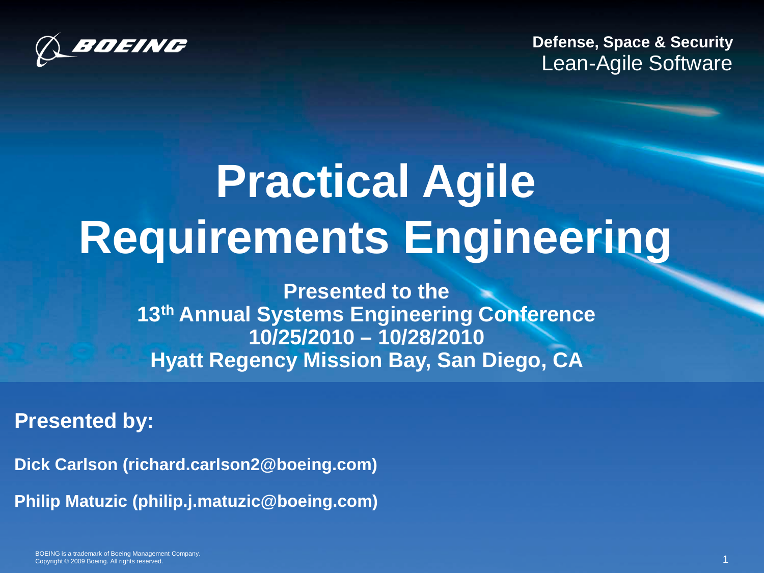**Defense, Space & Security**
Lean-Agile Software

# Practical Agile Requirements Engineering

**Presented to the**
**13th Annual Systems Engineering Conference**
**10/25/2010 – 10/28/2010**
**Hyatt Regency Mission Bay, San Diego, CA**

**Presented by:**

**Dick Carlson (richard.carlson2@boeing.com)**

**Philip Matuzic (philip.j.matuzic@boeing.com)**

BOEING is a trademark of Boeing Management Company.
Copyright © 2009 Boeing. All rights reserved.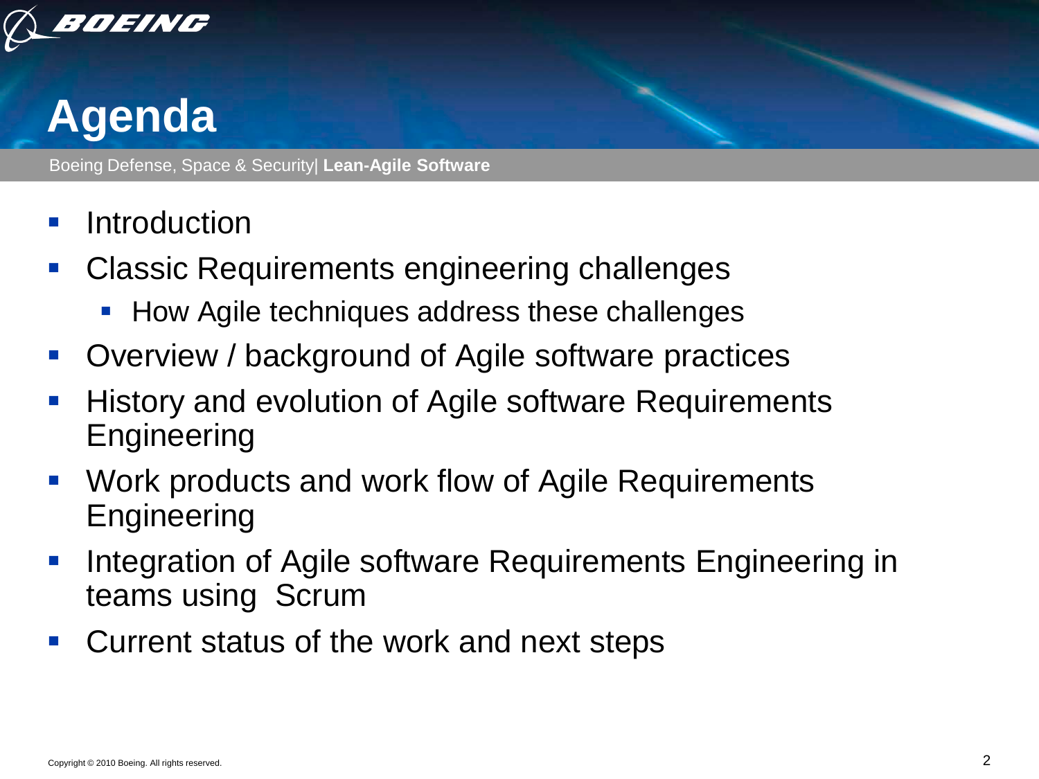# Agenda

- Introduction
- Classic Requirements engineering challenges
  - How Agile techniques address these challenges
- Overview / background of Agile software practices
- History and evolution of Agile software Requirements Engineering
- Work products and work flow of Agile Requirements Engineering
- Integration of Agile software Requirements Engineering in teams using Scrum
- Current status of the work and next steps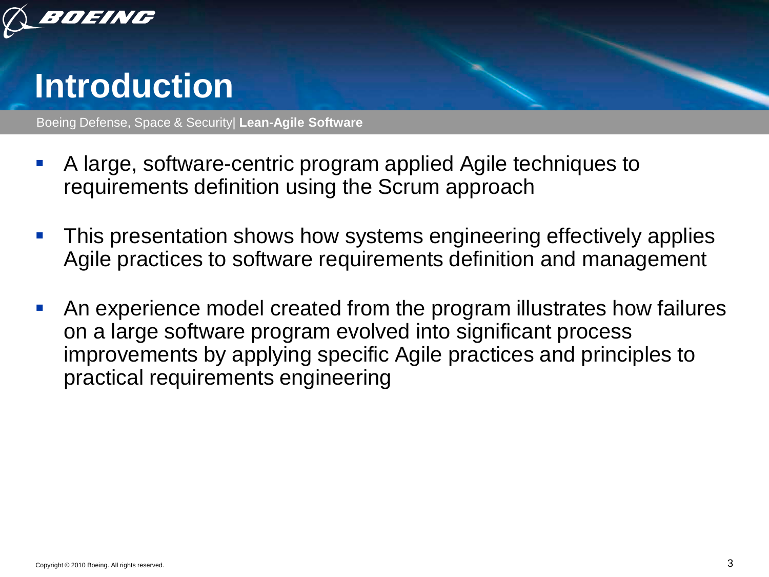# Introduction

Boeing Defense, Space & Security| **Lean-Agile Software**

- A large, software-centric program applied Agile techniques to requirements definition using the Scrum approach
- This presentation shows how systems engineering effectively applies Agile practices to software requirements definition and management
- An experience model created from the program illustrates how failures on a large software program evolved into significant process improvements by applying specific Agile practices and principles to practical requirements engineering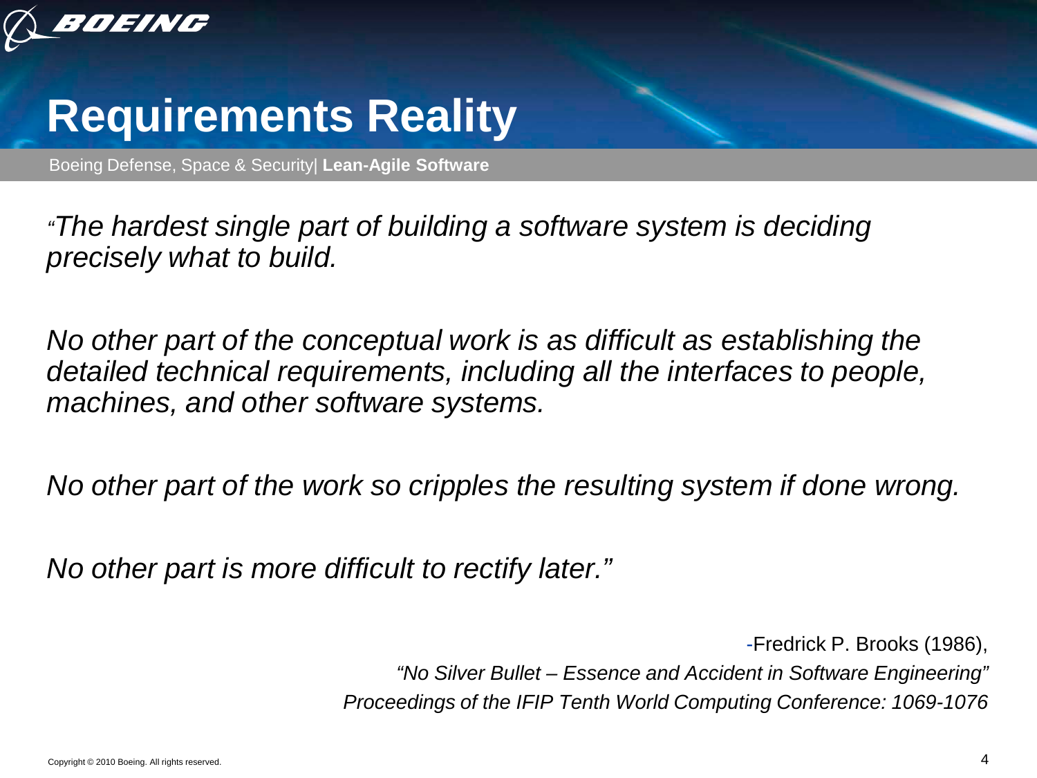# Requirements Reality

Boeing Defense, Space & Security| **Lean-Agile Software**

*"The hardest single part of building a software system is deciding precisely what to build.*

*No other part of the conceptual work is as difficult as establishing the detailed technical requirements, including all the interfaces to people, machines, and other software systems.*

*No other part of the work so cripples the resulting system if done wrong.*

*No other part is more difficult to rectify later."*

-Fredrick P. Brooks (1986),
*"No Silver Bullet – Essence and Accident in Software Engineering"*
*Proceedings of the IFIP Tenth World Computing Conference: 1069-1076*

Copyright © 2010 Boeing. All rights reserved.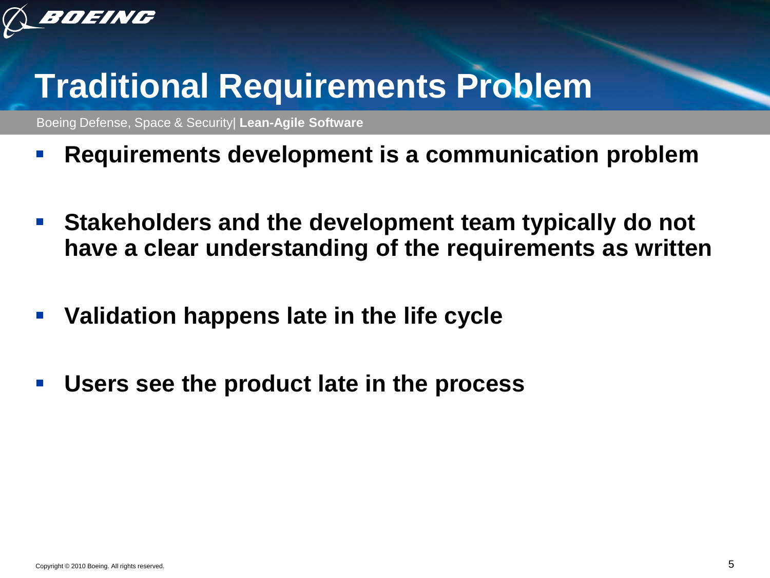# Traditional Requirements Problem

- **Requirements development is a communication problem**
- **Stakeholders and the development team typically do not have a clear understanding of the requirements as written**
- **Validation happens late in the life cycle**
- **Users see the product late in the process**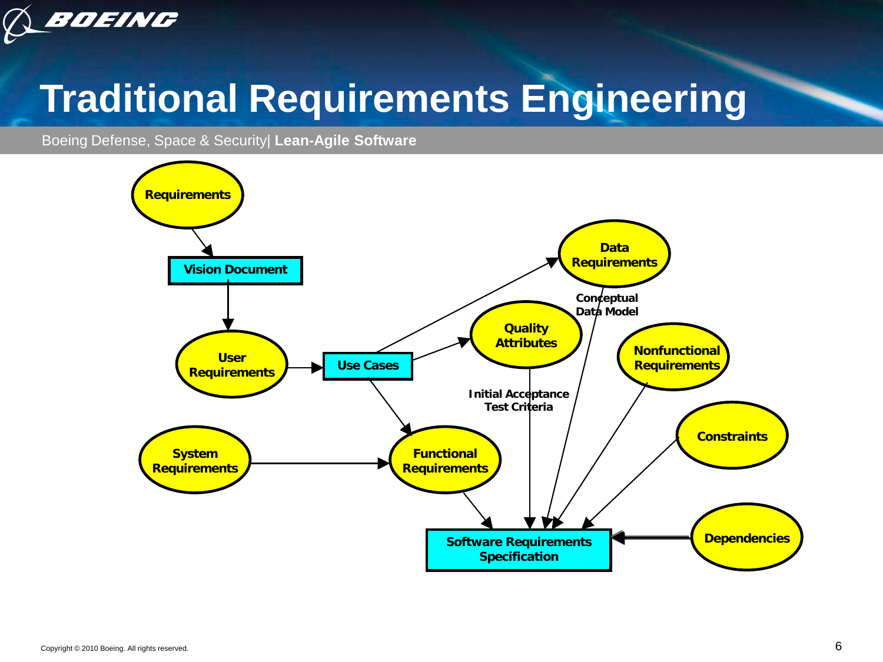# Traditional Requirements Engineering

Boeing Defense, Space & Security| **Lean-Agile Software**

Requirements

Vision Document

User Requirements

Use Cases

Data Requirements

Conceptual Data Model

Quality Attributes

Nonfunctional Requirements

Initial Acceptance Test Criteria

Constraints

System Requirements

Functional Requirements

Software Requirements Specification

Dependencies

Copyright © 2010 Boeing. All rights reserved.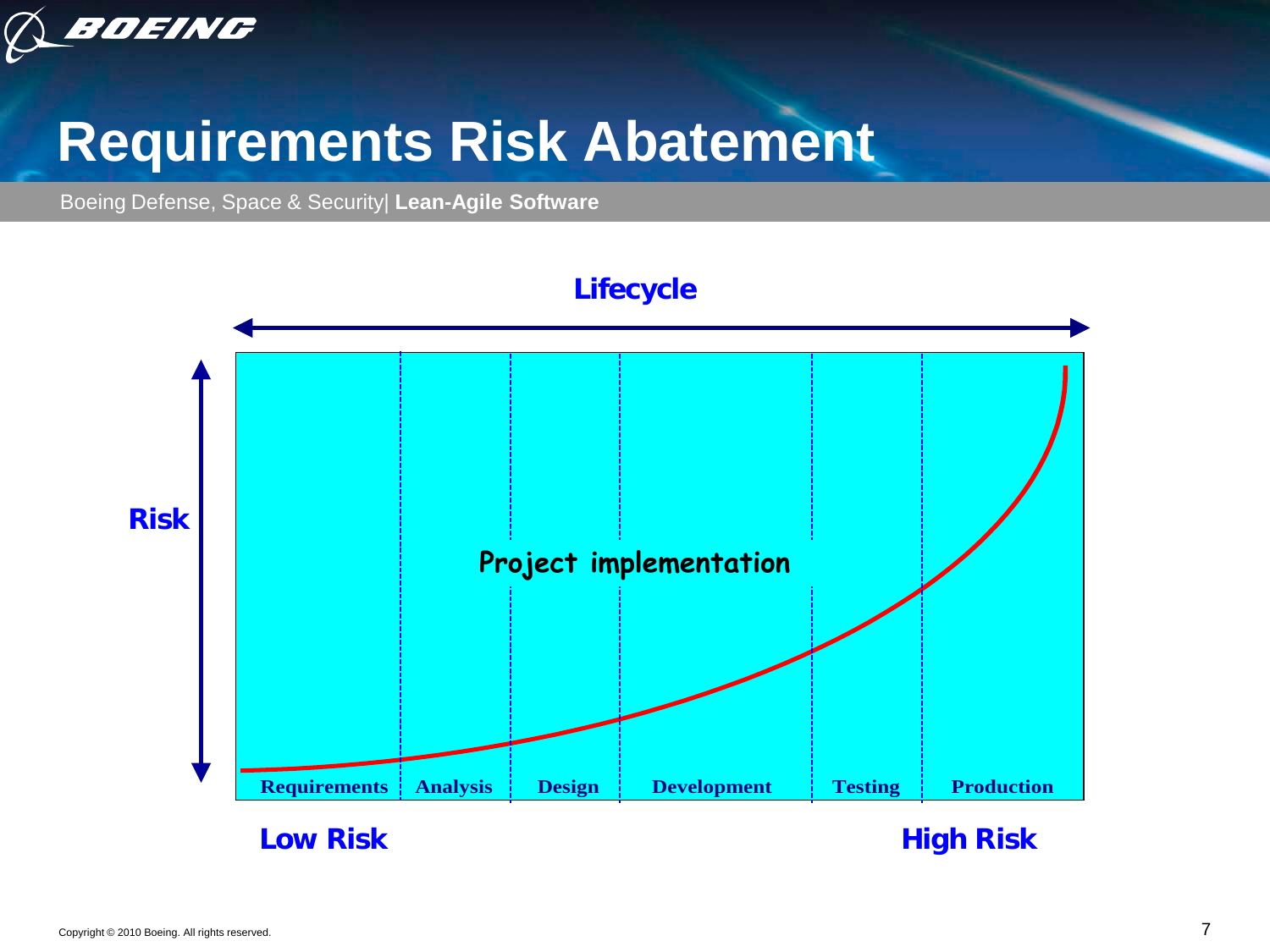# Requirements Risk Abatement

Boeing Defense, Space & Security| **Lean-Agile Software**

**Lifecycle**

**Risk**

Project implementation

| Requirements | Analysis | Design | Development | Testing | Production |
|---|---|---|---|---|---|

**Low Risk** **High Risk**

Copyright © 2010 Boeing. All rights reserved.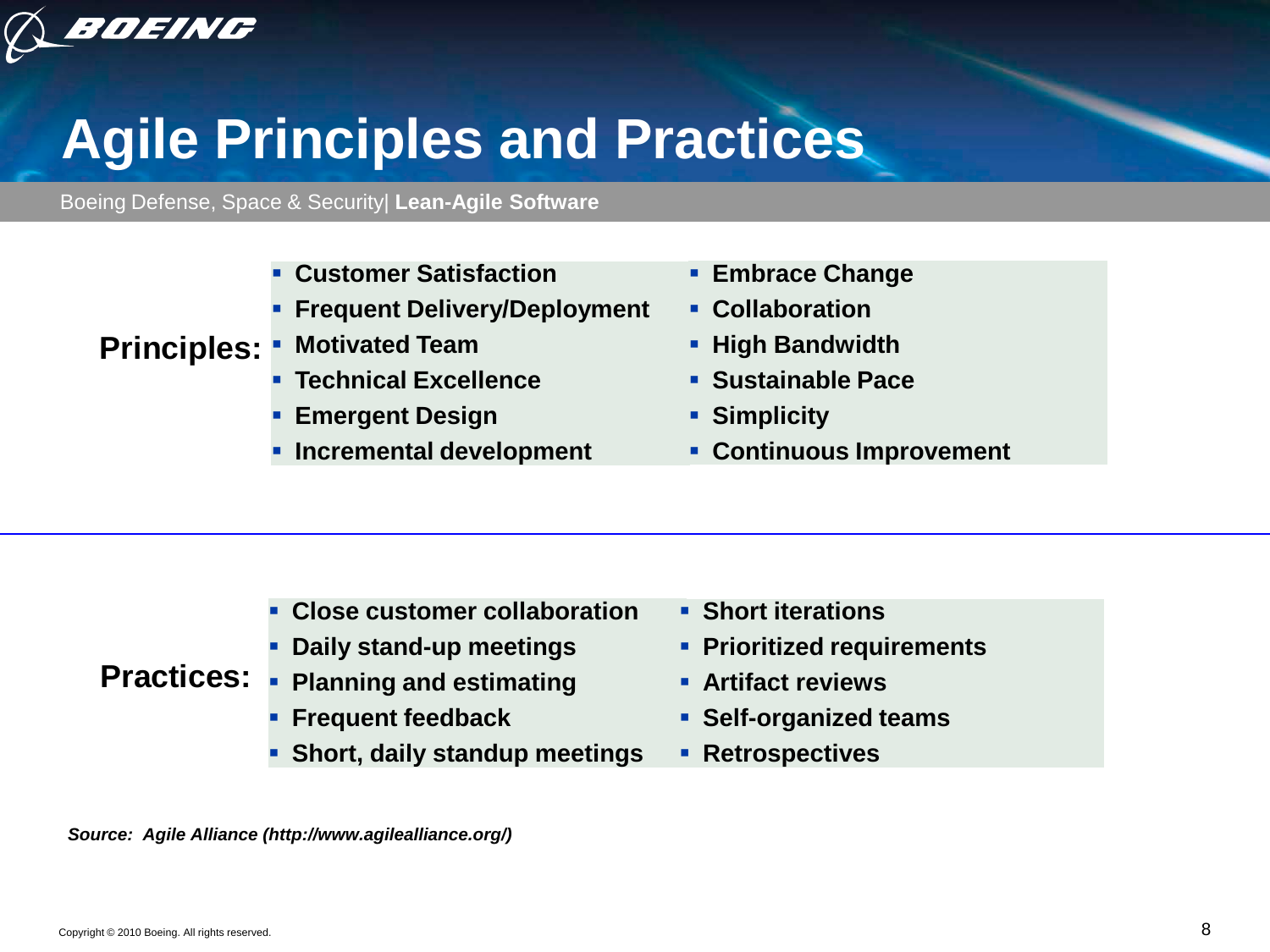# Agile Principles and Practices

Boeing Defense, Space & Security| **Lean-Agile Software**

**Principles:**

- **Customer Satisfaction**
- **Frequent Delivery/Deployment**
- **Motivated Team**
- **Technical Excellence**
- **Emergent Design**
- **Incremental development**
- **Embrace Change**
- **Collaboration**
- **High Bandwidth**
- **Sustainable Pace**
- **Simplicity**
- **Continuous Improvement**

**Practices:**

- **Close customer collaboration**
- **Daily stand-up meetings**
- **Planning and estimating**
- **Frequent feedback**
- **Short, daily standup meetings**
- **Short iterations**
- **Prioritized requirements**
- **Artifact reviews**
- **Self-organized teams**
- **Retrospectives**

***Source: Agile Alliance (http://www.agilealliance.org/)***

Copyright © 2010 Boeing. All rights reserved.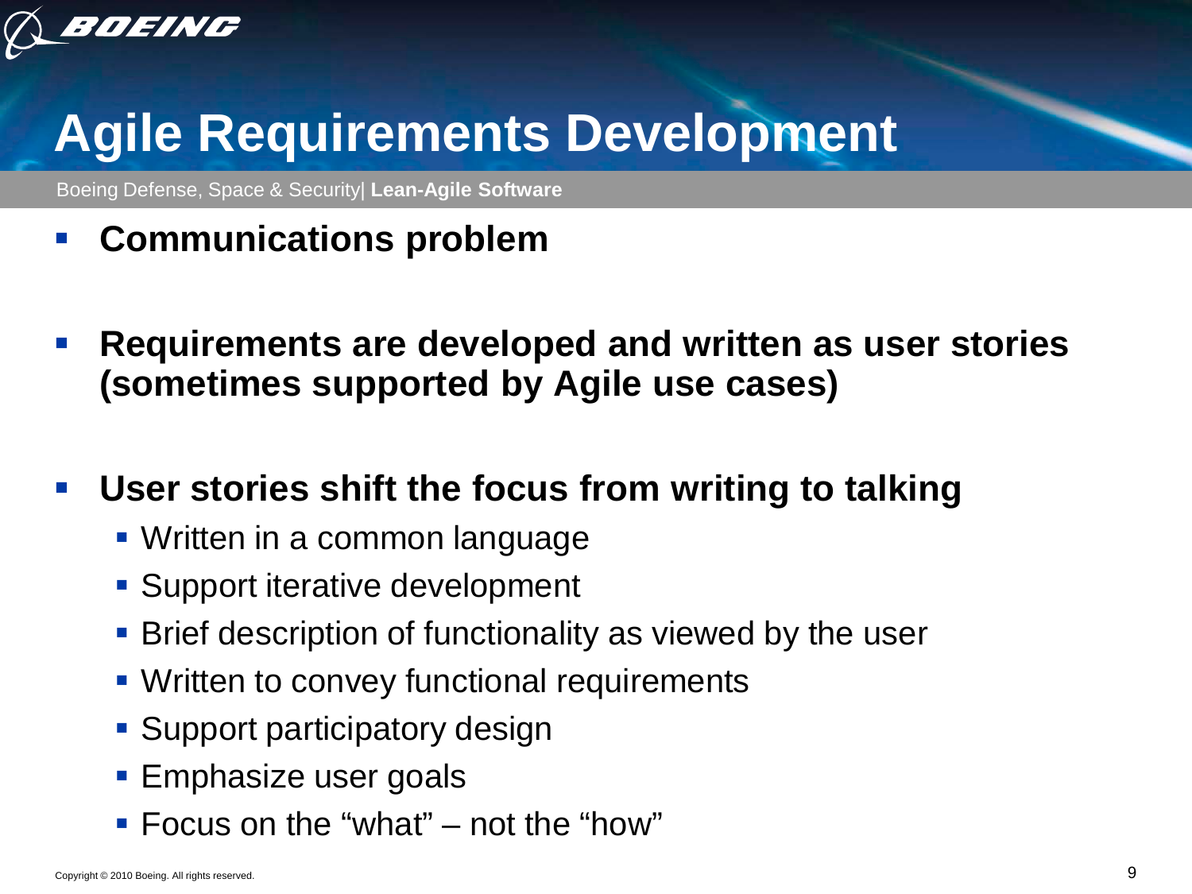# Agile Requirements Development

- **Communications problem**
- **Requirements are developed and written as user stories (sometimes supported by Agile use cases)**
- **User stories shift the focus from writing to talking**
  - Written in a common language
  - Support iterative development
  - Brief description of functionality as viewed by the user
  - Written to convey functional requirements
  - Support participatory design
  - Emphasize user goals
  - Focus on the "what" – not the "how"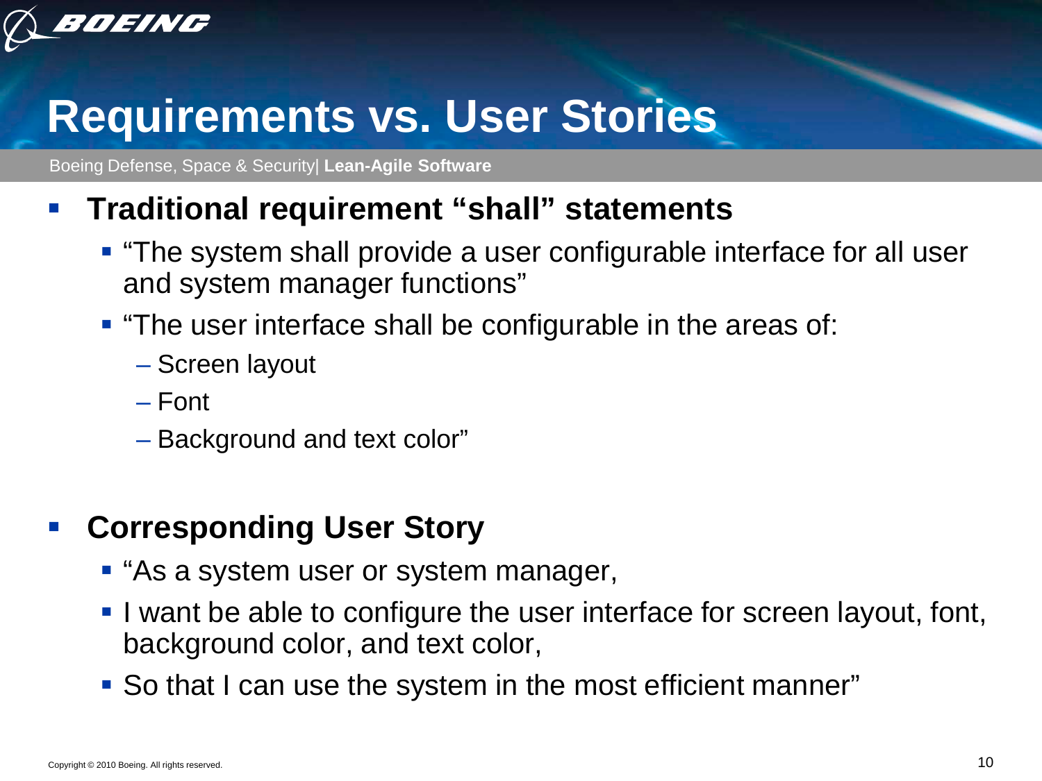# Requirements vs. User Stories

Boeing Defense, Space & Security| **Lean-Agile Software**

- **Traditional requirement "shall" statements**
  - "The system shall provide a user configurable interface for all user and system manager functions"
  - "The user interface shall be configurable in the areas of:
    - Screen layout
    - Font
    - Background and text color"

- **Corresponding User Story**
  - "As a system user or system manager,
  - I want be able to configure the user interface for screen layout, font, background color, and text color,
  - So that I can use the system in the most efficient manner"

Copyright © 2010 Boeing. All rights reserved.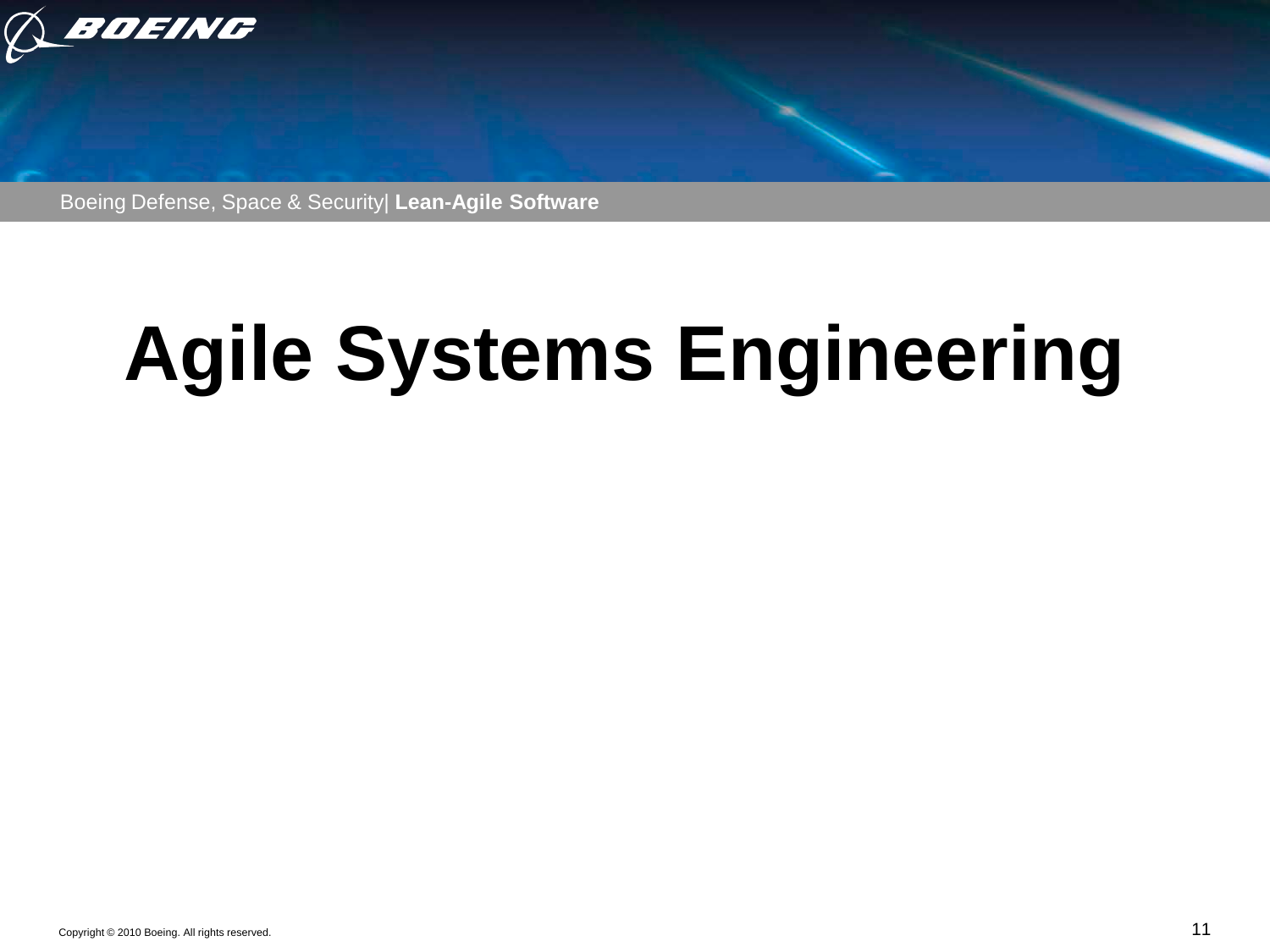# Agile Systems Engineering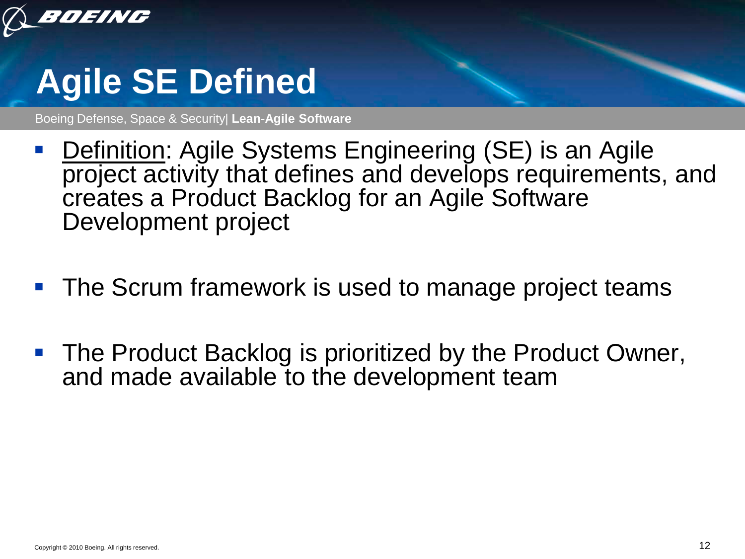# Agile SE Defined

- Definition: Agile Systems Engineering (SE) is an Agile project activity that defines and develops requirements, and creates a Product Backlog for an Agile Software Development project
- The Scrum framework is used to manage project teams
- The Product Backlog is prioritized by the Product Owner, and made available to the development team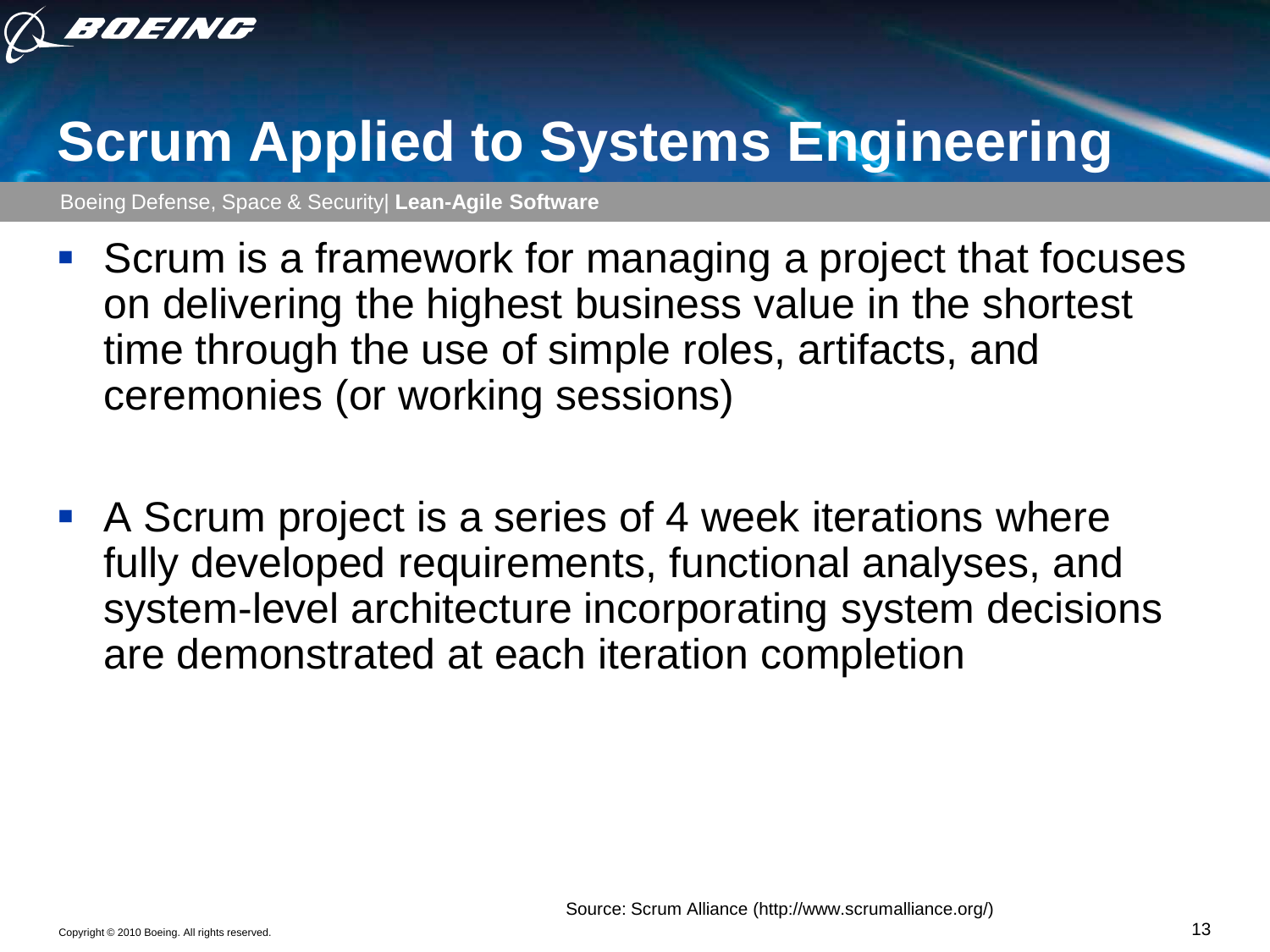# Scrum Applied to Systems Engineering

Boeing Defense, Space & Security| **Lean-Agile Software**

- Scrum is a framework for managing a project that focuses on delivering the highest business value in the shortest time through the use of simple roles, artifacts, and ceremonies (or working sessions)

- A Scrum project is a series of 4 week iterations where fully developed requirements, functional analyses, and system-level architecture incorporating system decisions are demonstrated at each iteration completion

Source: Scrum Alliance (http://www.scrumalliance.org/)

Copyright © 2010 Boeing. All rights reserved.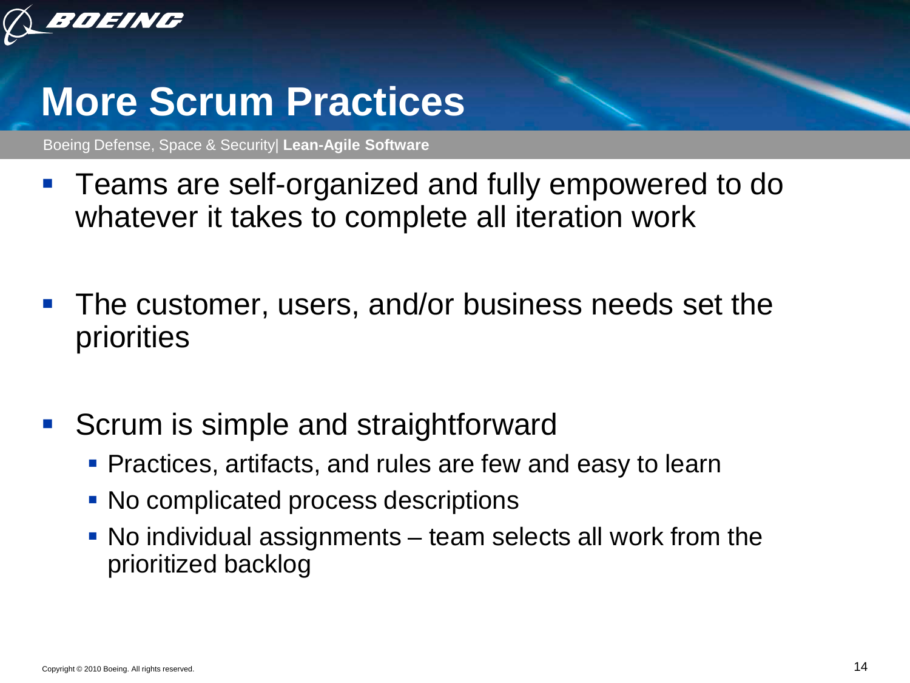# More Scrum Practices

- Teams are self-organized and fully empowered to do whatever it takes to complete all iteration work

- The customer, users, and/or business needs set the priorities

- Scrum is simple and straightforward
  - Practices, artifacts, and rules are few and easy to learn
  - No complicated process descriptions
  - No individual assignments – team selects all work from the prioritized backlog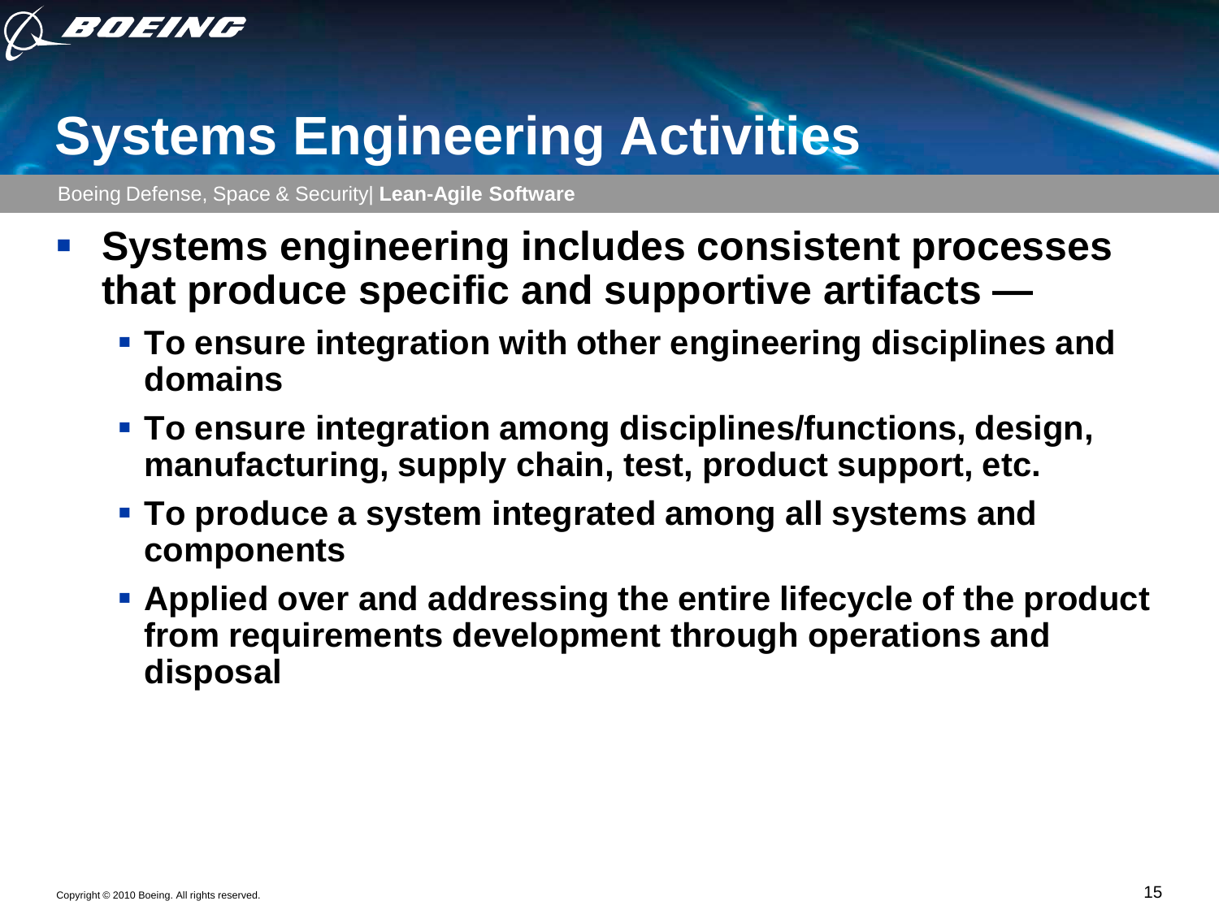# Systems Engineering Activities

- **Systems engineering includes consistent processes that produce specific and supportive artifacts —**
  - **To ensure integration with other engineering disciplines and domains**
  - **To ensure integration among disciplines/functions, design, manufacturing, supply chain, test, product support, etc.**
  - **To produce a system integrated among all systems and components**
  - **Applied over and addressing the entire lifecycle of the product from requirements development through operations and disposal**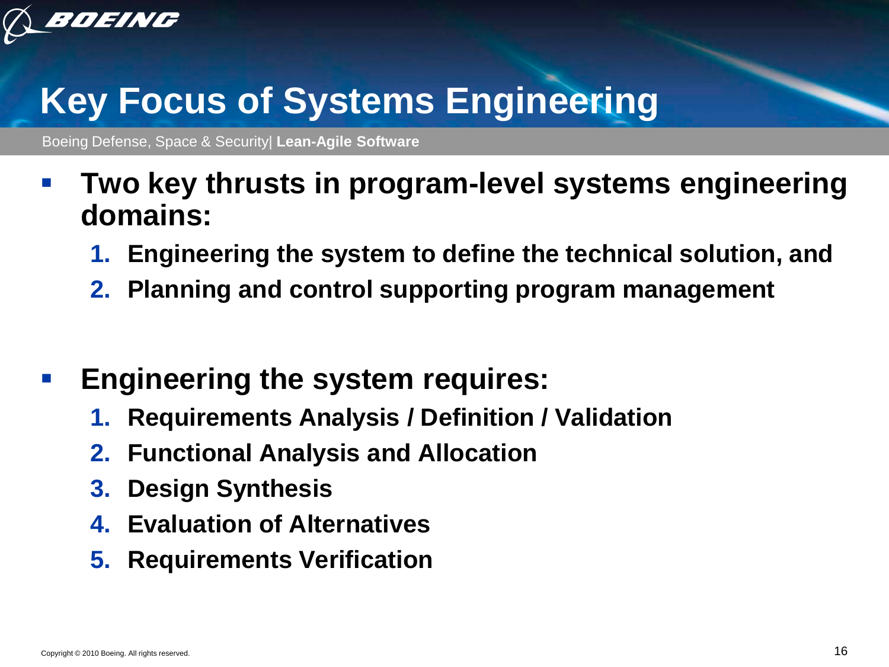# Key Focus of Systems Engineering

Boeing Defense, Space & Security| **Lean-Agile Software**

- **Two key thrusts in program-level systems engineering domains:**
  1. **Engineering the system to define the technical solution, and**
  2. **Planning and control supporting program management**

- **Engineering the system requires:**
  1. **Requirements Analysis / Definition / Validation**
  2. **Functional Analysis and Allocation**
  3. **Design Synthesis**
  4. **Evaluation of Alternatives**
  5. **Requirements Verification**

Copyright © 2010 Boeing. All rights reserved.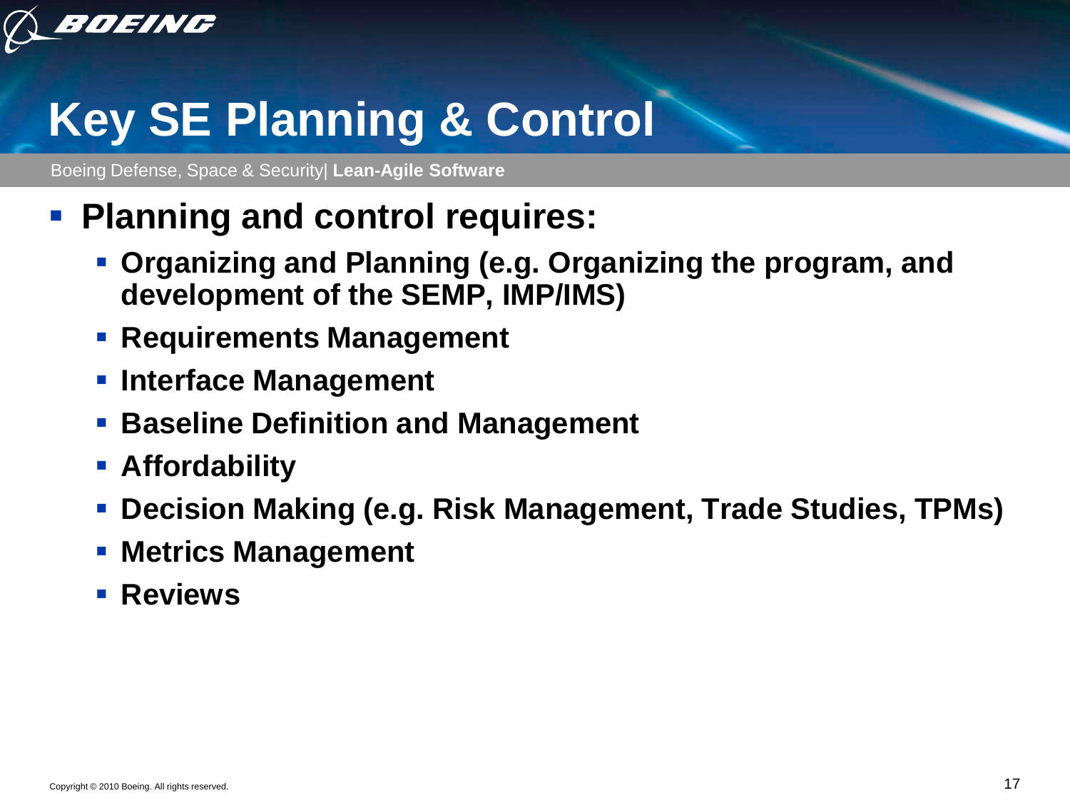# Key SE Planning & Control

Boeing Defense, Space & Security| **Lean-Agile Software**

- **Planning and control requires:**
  - **Organizing and Planning (e.g. Organizing the program, and development of the SEMP, IMP/IMS)**
  - **Requirements Management**
  - **Interface Management**
  - **Baseline Definition and Management**
  - **Affordability**
  - **Decision Making (e.g. Risk Management, Trade Studies, TPMs)**
  - **Metrics Management**
  - **Reviews**

Copyright © 2010 Boeing. All rights reserved.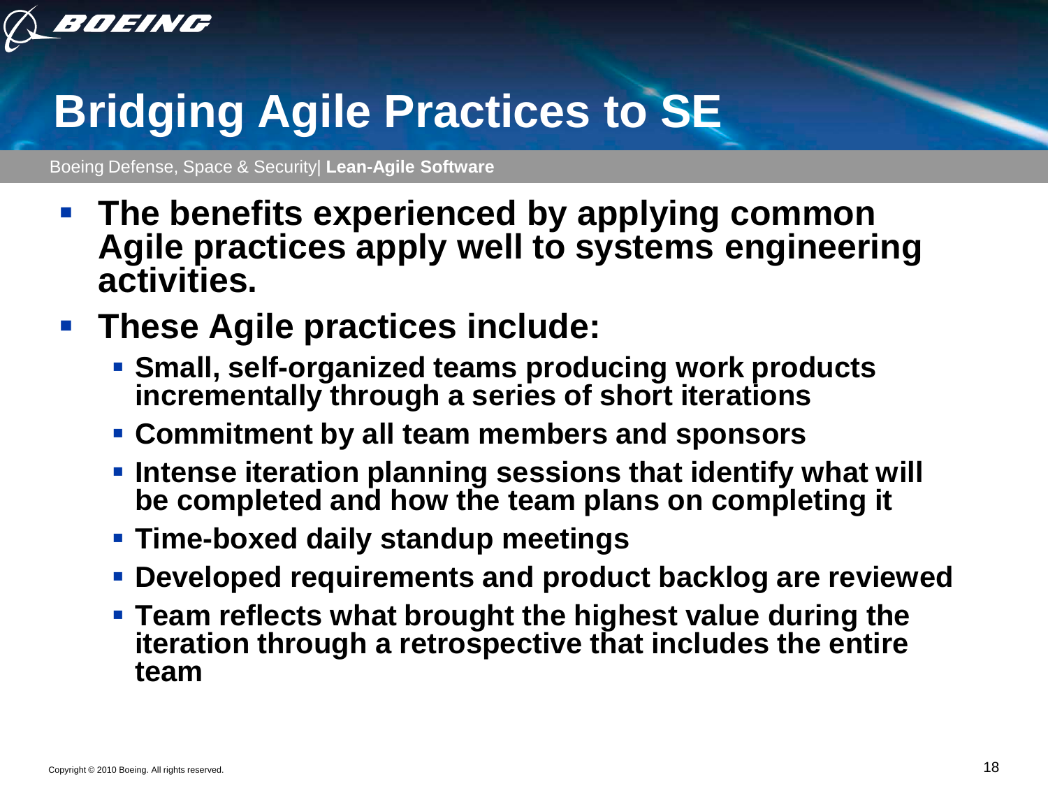# Bridging Agile Practices to SE

Boeing Defense, Space & Security| **Lean-Agile Software**

- **The benefits experienced by applying common Agile practices apply well to systems engineering activities.**
- **These Agile practices include:**
  - **Small, self-organized teams producing work products incrementally through a series of short iterations**
  - **Commitment by all team members and sponsors**
  - **Intense iteration planning sessions that identify what will be completed and how the team plans on completing it**
  - **Time-boxed daily standup meetings**
  - **Developed requirements and product backlog are reviewed**
  - **Team reflects what brought the highest value during the iteration through a retrospective that includes the entire team**

Copyright © 2010 Boeing. All rights reserved.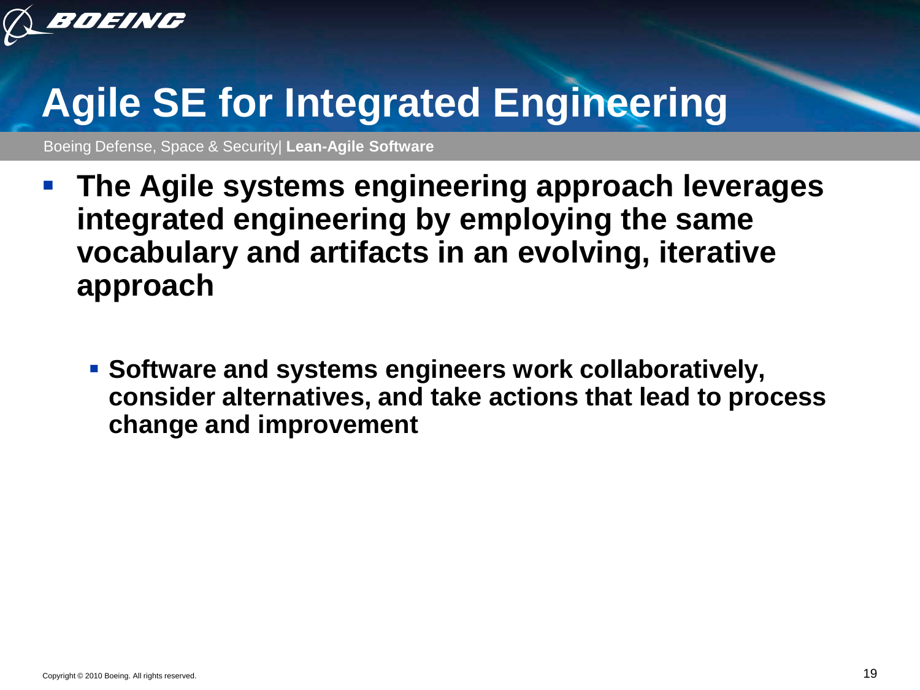# Agile SE for Integrated Engineering

Boeing Defense, Space & Security| **Lean-Agile Software**

- **The Agile systems engineering approach leverages integrated engineering by employing the same vocabulary and artifacts in an evolving, iterative approach**
  - **Software and systems engineers work collaboratively, consider alternatives, and take actions that lead to process change and improvement**

Copyright © 2010 Boeing. All rights reserved.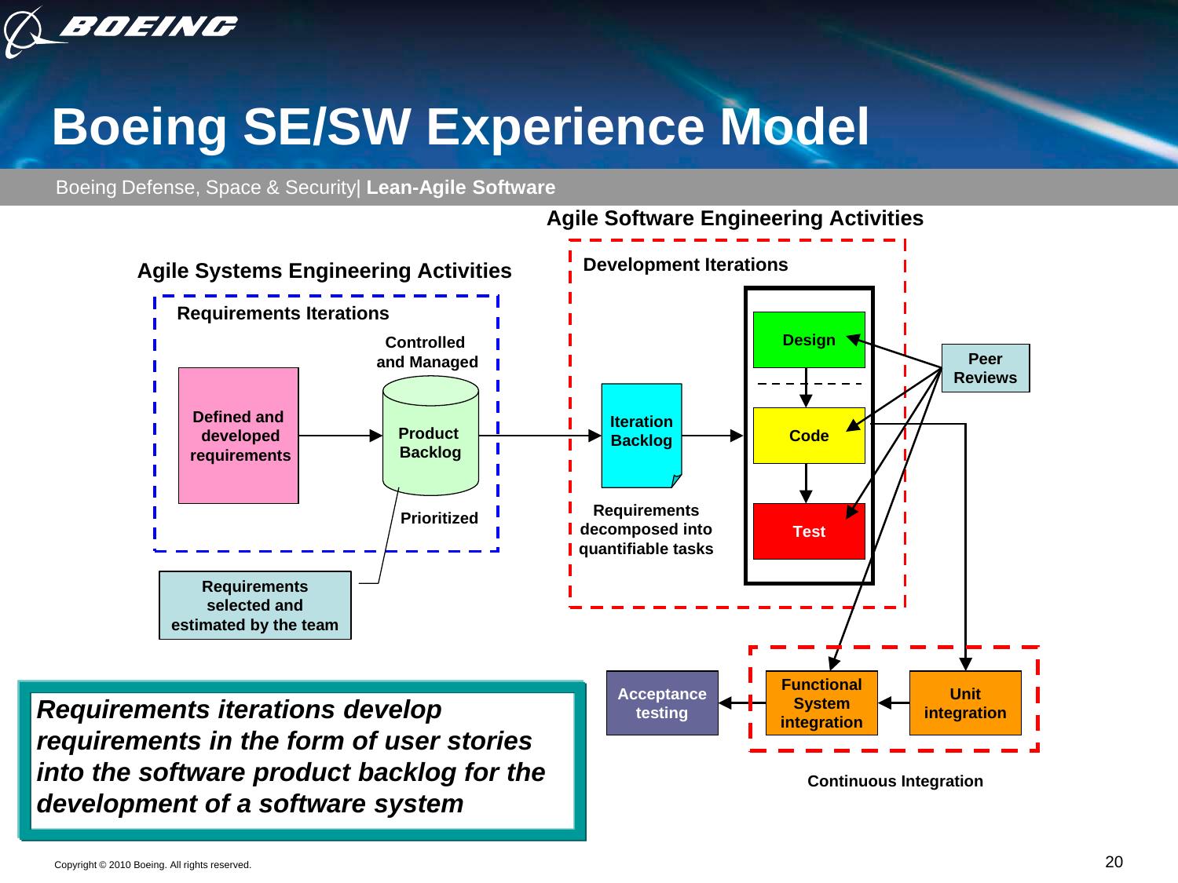# Boeing SE/SW Experience Model

Boeing Defense, Space & Security| **Lean-Agile Software**

**Agile Systems Engineering Activities**

**Requirements Iterations**

**Defined and developed requirements** → **Product Backlog** (Controlled and Managed; Prioritized)

**Requirements selected and estimated by the team**

**Agile Software Engineering Activities**

**Development Iterations**

**Iteration Backlog** → **Design** → **Code** → **Test**

**Requirements decomposed into quantifiable tasks**

**Peer Reviews**

**Unit integration** → **Functional System integration** → **Acceptance testing**

**Continuous Integration**

***Requirements iterations develop requirements in the form of user stories into the software product backlog for the development of a software system***

Copyright © 2010 Boeing. All rights reserved.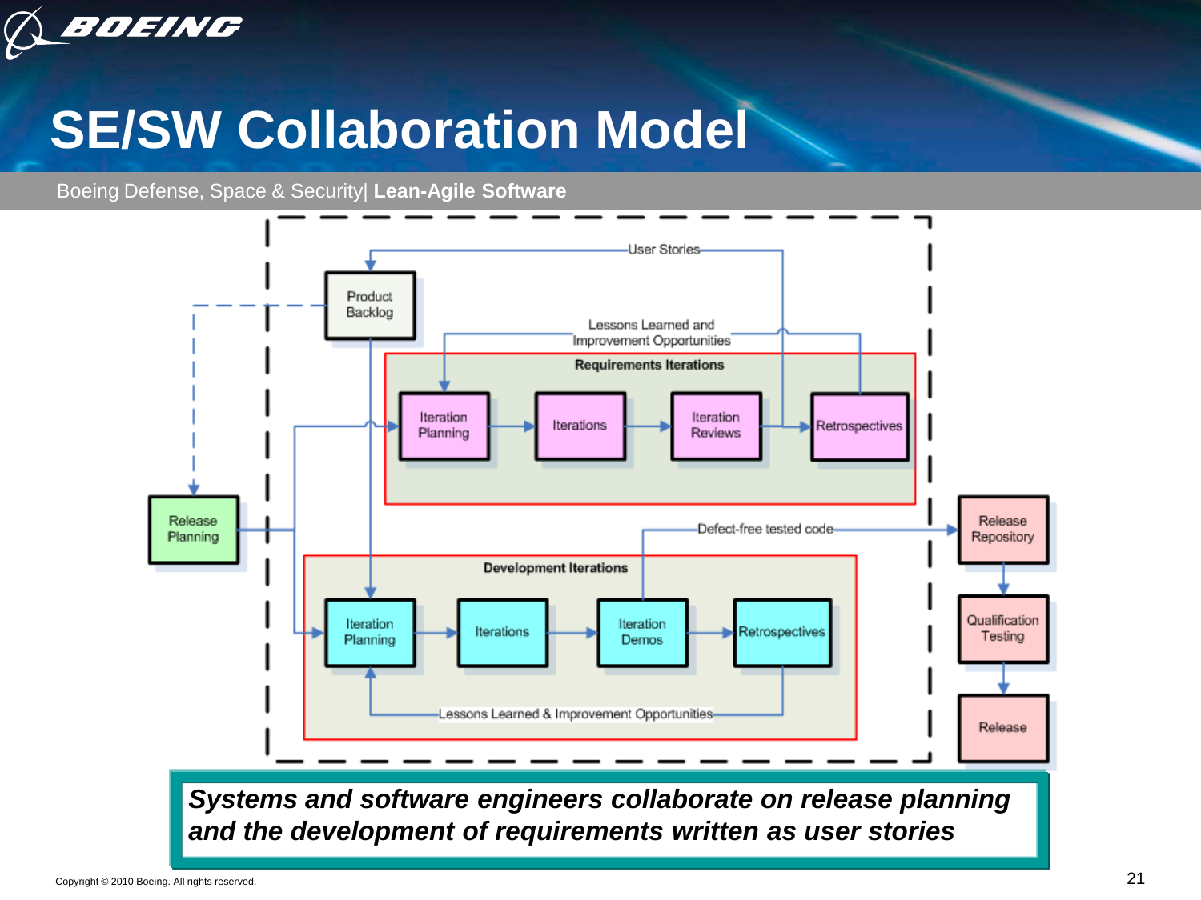# SE/SW Collaboration Model

Boeing Defense, Space & Security| **Lean-Agile Software**

User Stories

Product Backlog

Lessons Learned and Improvement Opportunities

**Requirements Iterations**

Iteration Planning → Iterations → Iteration Reviews → Retrospectives

Release Planning

Defect-free tested code

Release Repository → Qualification Testing → Release

**Development Iterations**

Iteration Planning → Iterations → Iteration Demos → Retrospectives

Lessons Learned & Improvement Opportunities

***Systems and software engineers collaborate on release planning and the development of requirements written as user stories***

Copyright © 2010 Boeing. All rights reserved.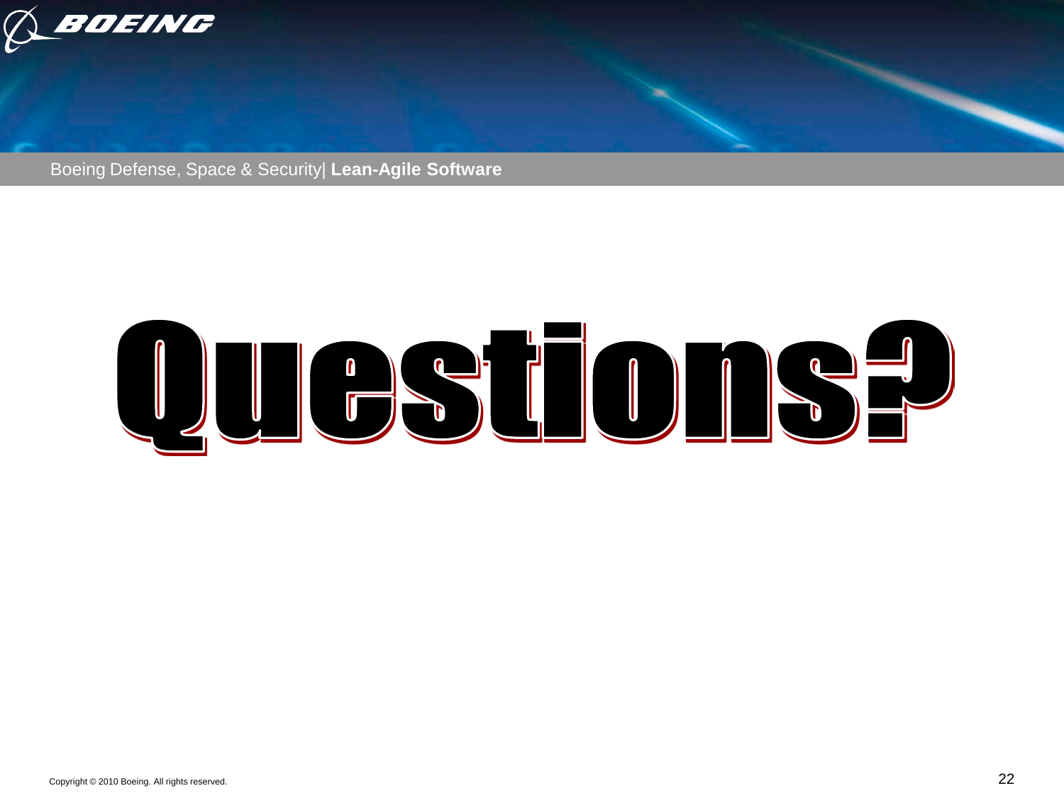# Questions?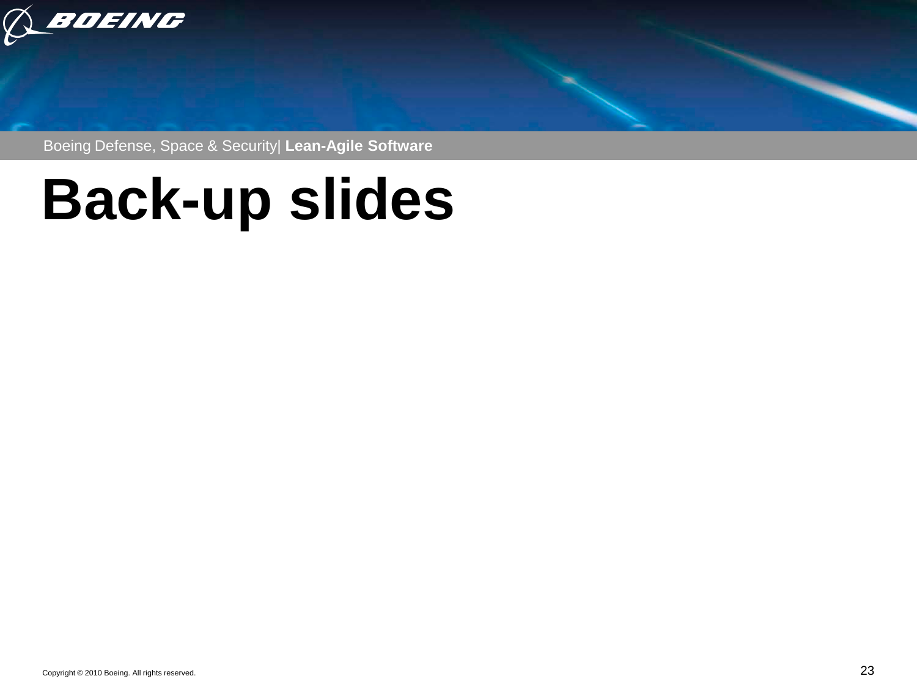# Back-up slides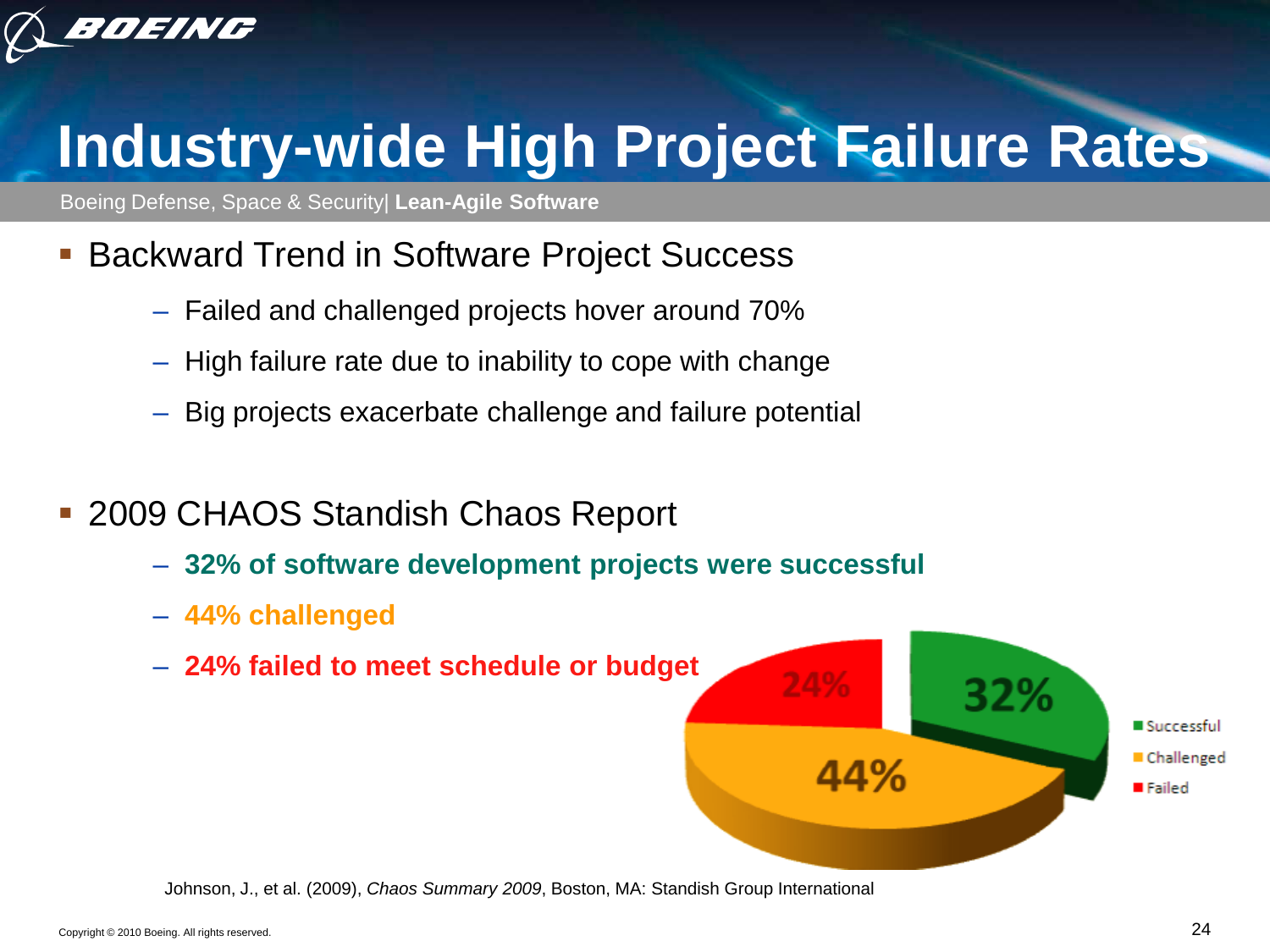# Industry-wide High Project Failure Rates

Boeing Defense, Space & Security| **Lean-Agile Software**

- Backward Trend in Software Project Success
  - Failed and challenged projects hover around 70%
  - High failure rate due to inability to cope with change
  - Big projects exacerbate challenge and failure potential

- 2009 CHAOS Standish Chaos Report
  - **32% of software development projects were successful**
  - **44% challenged**
  - **24% failed to meet schedule or budget**

| Outcome | Share |
| --- | --- |
| Successful | 32% |
| Challenged | 44% |
| Failed | 24% |

Johnson, J., et al. (2009), *Chaos Summary 2009*, Boston, MA: Standish Group International

Copyright © 2010 Boeing. All rights reserved.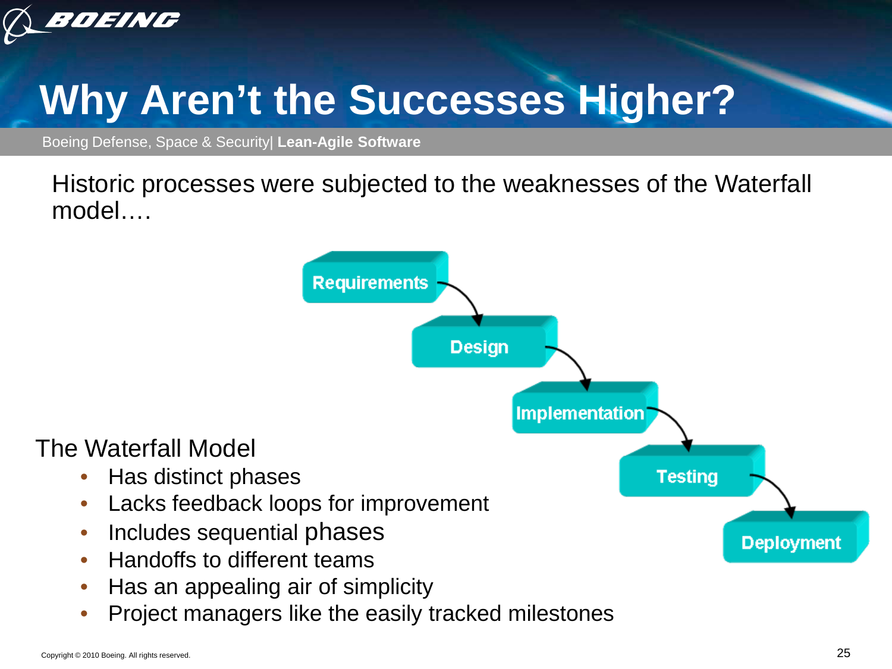# Why Aren't the Successes Higher?

Boeing Defense, Space & Security| **Lean-Agile Software**

Historic processes were subjected to the weaknesses of the Waterfall model….

Requirements → Design → Implementation → Testing → Deployment

The Waterfall Model

- Has distinct phases
- Lacks feedback loops for improvement
- Includes sequential phases
- Handoffs to different teams
- Has an appealing air of simplicity
- Project managers like the easily tracked milestones

Copyright © 2010 Boeing. All rights reserved.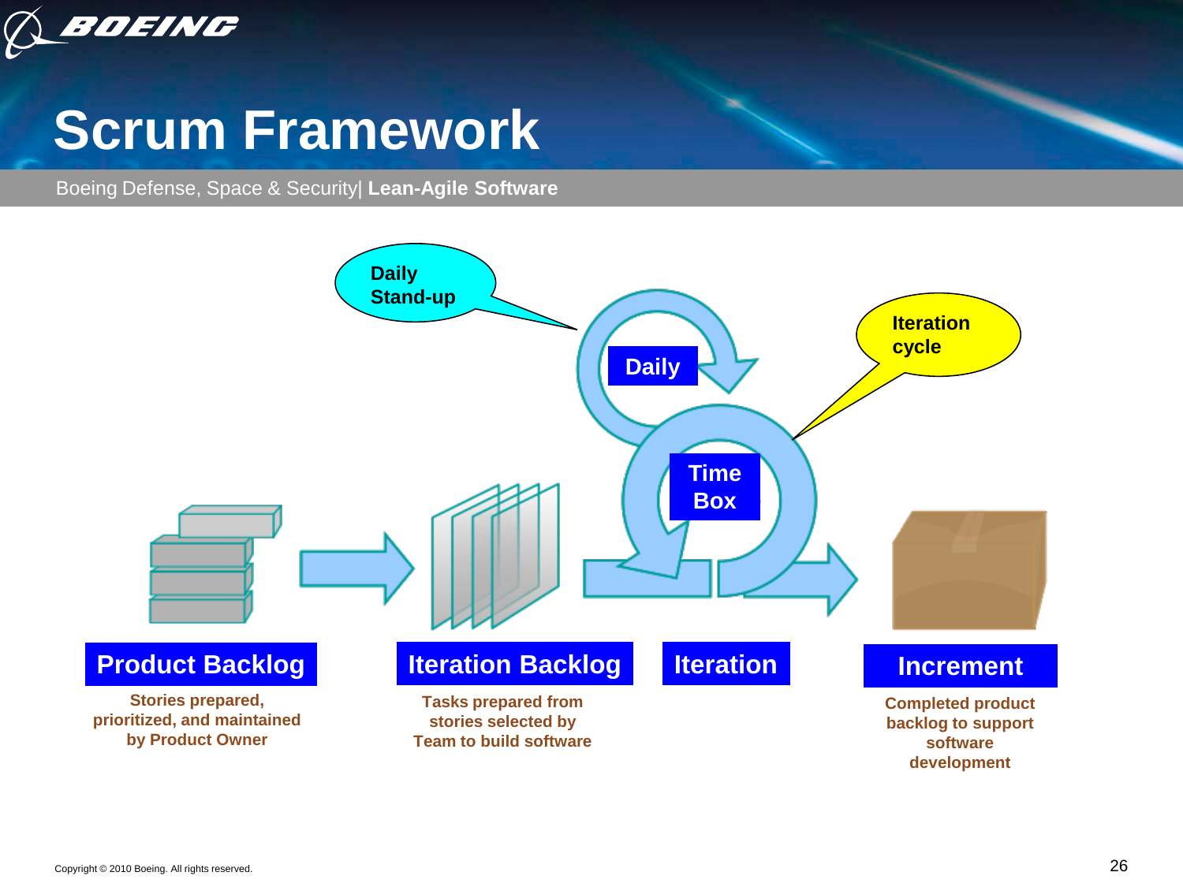# Scrum Framework

Boeing Defense, Space & Security| **Lean-Agile Software**

Daily Stand-up

Daily

Iteration cycle

Time Box

**Product Backlog**

Stories prepared, prioritized, and maintained by Product Owner

**Iteration Backlog**

Tasks prepared from stories selected by Team to build software

**Iteration**

**Increment**

Completed product backlog to support software development

Copyright © 2010 Boeing. All rights reserved.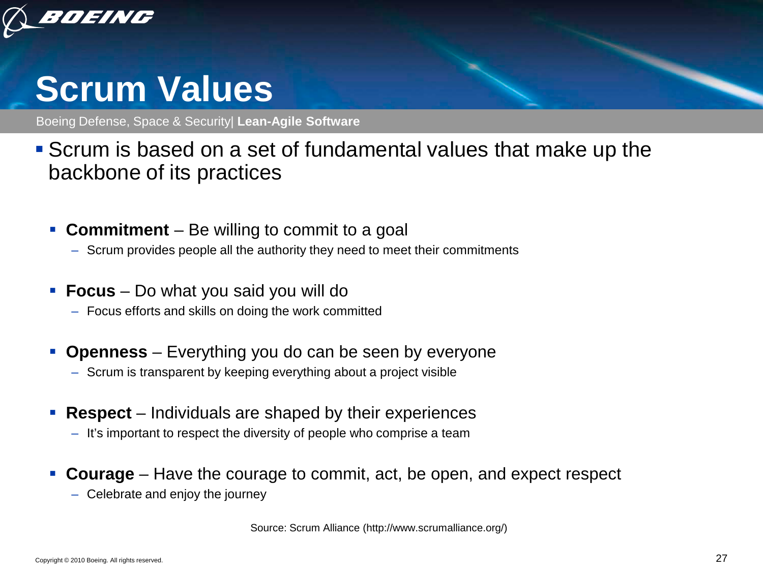# Scrum Values

Boeing Defense, Space & Security| **Lean-Agile Software**

- Scrum is based on a set of fundamental values that make up the backbone of its practices
  - **Commitment** – Be willing to commit to a goal
    - Scrum provides people all the authority they need to meet their commitments
  - **Focus** – Do what you said you will do
    - Focus efforts and skills on doing the work committed
  - **Openness** – Everything you do can be seen by everyone
    - Scrum is transparent by keeping everything about a project visible
  - **Respect** – Individuals are shaped by their experiences
    - It's important to respect the diversity of people who comprise a team
  - **Courage** – Have the courage to commit, act, be open, and expect respect
    - Celebrate and enjoy the journey

Source: Scrum Alliance (http://www.scrumalliance.org/)

Copyright © 2010 Boeing. All rights reserved.